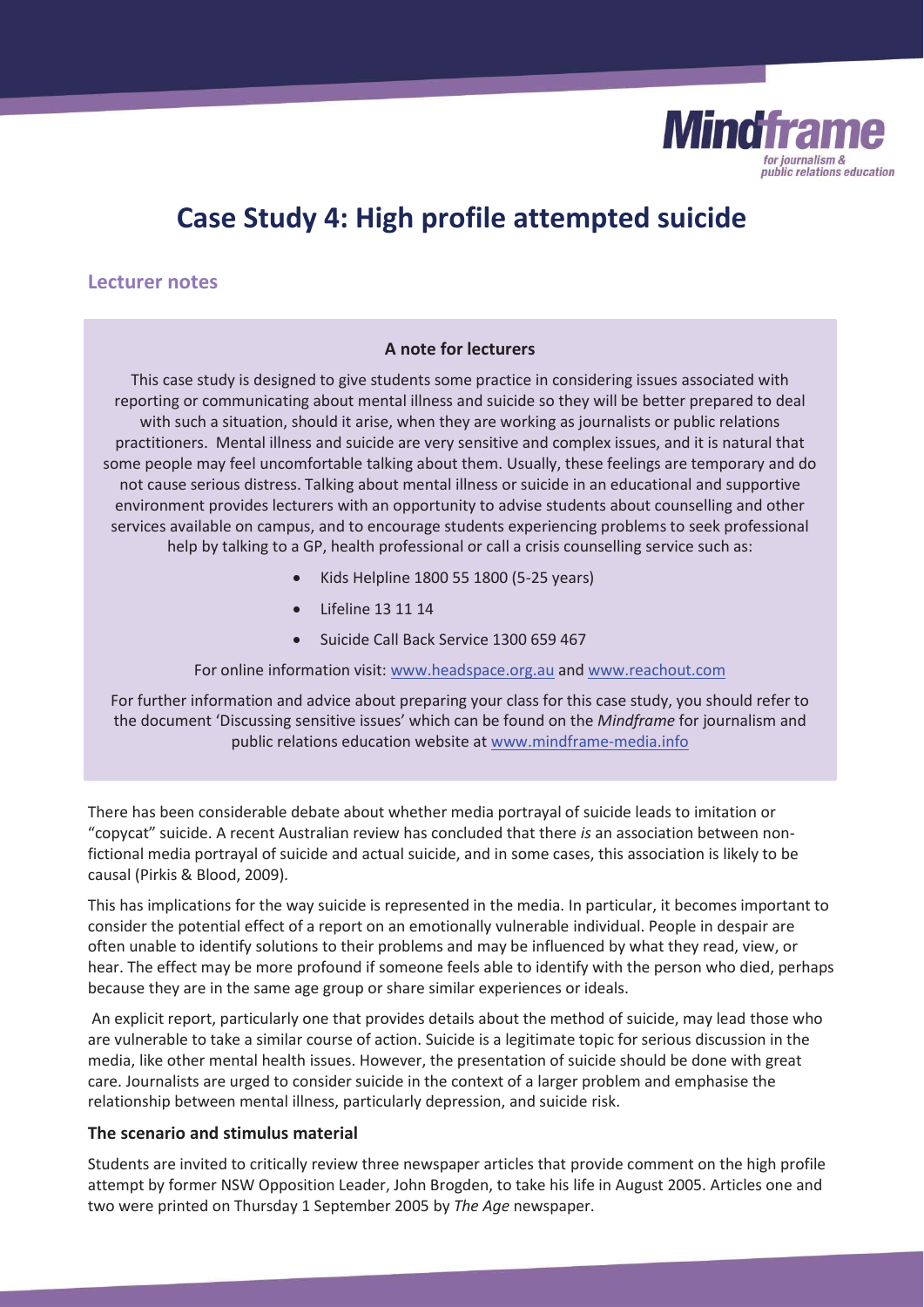Mindframe
for journalism & public relations education

# Case Study 4: High profile attempted suicide

## Lecturer notes

### A note for lecturers

This case study is designed to give students some practice in considering issues associated with reporting or communicating about mental illness and suicide so they will be better prepared to deal with such a situation, should it arise, when they are working as journalists or public relations practitioners. Mental illness and suicide are very sensitive and complex issues, and it is natural that some people may feel uncomfortable talking about them. Usually, these feelings are temporary and do not cause serious distress. Talking about mental illness or suicide in an educational and supportive environment provides lecturers with an opportunity to advise students about counselling and other services available on campus, and to encourage students experiencing problems to seek professional help by talking to a GP, health professional or call a crisis counselling service such as:

- Kids Helpline 1800 55 1800 (5-25 years)
- Lifeline 13 11 14
- Suicide Call Back Service 1300 659 467

For online information visit: www.headspace.org.au and www.reachout.com

For further information and advice about preparing your class for this case study, you should refer to the document 'Discussing sensitive issues' which can be found on the *Mindframe* for journalism and public relations education website at www.mindframe-media.info

There has been considerable debate about whether media portrayal of suicide leads to imitation or "copycat" suicide. A recent Australian review has concluded that there *is* an association between non-fictional media portrayal of suicide and actual suicide, and in some cases, this association is likely to be causal (Pirkis & Blood, 2009).

This has implications for the way suicide is represented in the media. In particular, it becomes important to consider the potential effect of a report on an emotionally vulnerable individual. People in despair are often unable to identify solutions to their problems and may be influenced by what they read, view, or hear. The effect may be more profound if someone feels able to identify with the person who died, perhaps because they are in the same age group or share similar experiences or ideals.

An explicit report, particularly one that provides details about the method of suicide, may lead those who are vulnerable to take a similar course of action. Suicide is a legitimate topic for serious discussion in the media, like other mental health issues. However, the presentation of suicide should be done with great care. Journalists are urged to consider suicide in the context of a larger problem and emphasise the relationship between mental illness, particularly depression, and suicide risk.

### The scenario and stimulus material

Students are invited to critically review three newspaper articles that provide comment on the high profile attempt by former NSW Opposition Leader, John Brogden, to take his life in August 2005. Articles one and two were printed on Thursday 1 September 2005 by *The Age* newspaper.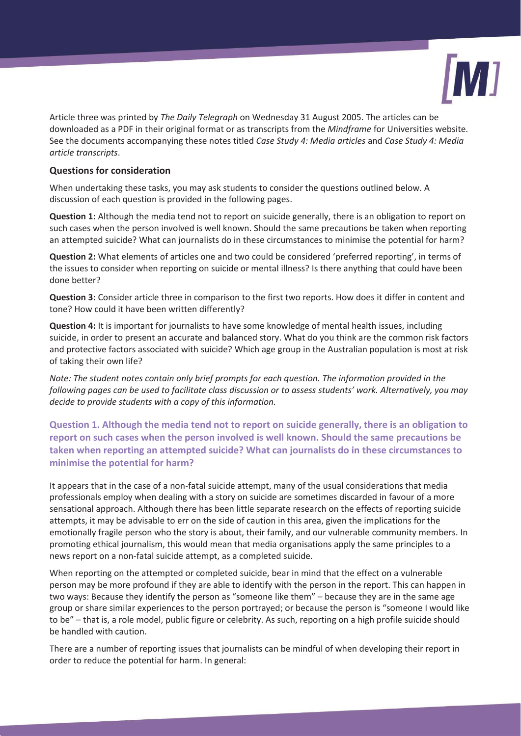Article three was printed by *The Daily Telegraph* on Wednesday 31 August 2005. The articles can be downloaded as a PDF in their original format or as transcripts from the *Mindframe* for Universities website. See the documents accompanying these notes titled *Case Study 4: Media articles* and *Case Study 4: Media article transcripts*.

### Questions for consideration

When undertaking these tasks, you may ask students to consider the questions outlined below. A discussion of each question is provided in the following pages.

**Question 1:** Although the media tend not to report on suicide generally, there is an obligation to report on such cases when the person involved is well known. Should the same precautions be taken when reporting an attempted suicide? What can journalists do in these circumstances to minimise the potential for harm?

**Question 2:** What elements of articles one and two could be considered 'preferred reporting', in terms of the issues to consider when reporting on suicide or mental illness? Is there anything that could have been done better?

**Question 3:** Consider article three in comparison to the first two reports. How does it differ in content and tone? How could it have been written differently?

**Question 4:** It is important for journalists to have some knowledge of mental health issues, including suicide, in order to present an accurate and balanced story. What do you think are the common risk factors and protective factors associated with suicide? Which age group in the Australian population is most at risk of taking their own life?

*Note: The student notes contain only brief prompts for each question. The information provided in the following pages can be used to facilitate class discussion or to assess students' work. Alternatively, you may decide to provide students with a copy of this information.*

## Question 1. Although the media tend not to report on suicide generally, there is an obligation to report on such cases when the person involved is well known. Should the same precautions be taken when reporting an attempted suicide? What can journalists do in these circumstances to minimise the potential for harm?

It appears that in the case of a non-fatal suicide attempt, many of the usual considerations that media professionals employ when dealing with a story on suicide are sometimes discarded in favour of a more sensational approach. Although there has been little separate research on the effects of reporting suicide attempts, it may be advisable to err on the side of caution in this area, given the implications for the emotionally fragile person who the story is about, their family, and our vulnerable community members. In promoting ethical journalism, this would mean that media organisations apply the same principles to a news report on a non-fatal suicide attempt, as a completed suicide.

When reporting on the attempted or completed suicide, bear in mind that the effect on a vulnerable person may be more profound if they are able to identify with the person in the report. This can happen in two ways: Because they identify the person as "someone like them" – because they are in the same age group or share similar experiences to the person portrayed; or because the person is "someone I would like to be" – that is, a role model, public figure or celebrity. As such, reporting on a high profile suicide should be handled with caution.

There are a number of reporting issues that journalists can be mindful of when developing their report in order to reduce the potential for harm. In general: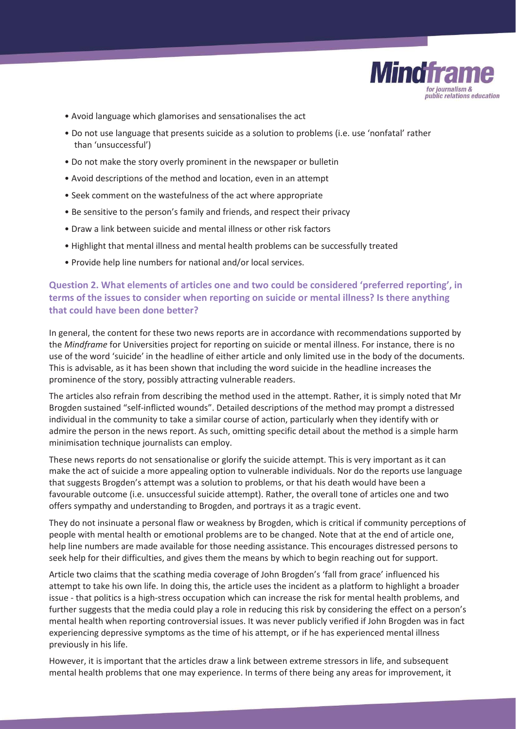- Avoid language which glamorises and sensationalises the act
- Do not use language that presents suicide as a solution to problems (i.e. use 'nonfatal' rather than 'unsuccessful')
- Do not make the story overly prominent in the newspaper or bulletin
- Avoid descriptions of the method and location, even in an attempt
- Seek comment on the wastefulness of the act where appropriate
- Be sensitive to the person's family and friends, and respect their privacy
- Draw a link between suicide and mental illness or other risk factors
- Highlight that mental illness and mental health problems can be successfully treated
- Provide help line numbers for national and/or local services.

### Question 2. What elements of articles one and two could be considered 'preferred reporting', in terms of the issues to consider when reporting on suicide or mental illness? Is there anything that could have been done better?

In general, the content for these two news reports are in accordance with recommendations supported by the *Mindframe* for Universities project for reporting on suicide or mental illness. For instance, there is no use of the word 'suicide' in the headline of either article and only limited use in the body of the documents. This is advisable, as it has been shown that including the word suicide in the headline increases the prominence of the story, possibly attracting vulnerable readers.

The articles also refrain from describing the method used in the attempt. Rather, it is simply noted that Mr Brogden sustained "self-inflicted wounds". Detailed descriptions of the method may prompt a distressed individual in the community to take a similar course of action, particularly when they identify with or admire the person in the news report. As such, omitting specific detail about the method is a simple harm minimisation technique journalists can employ.

These news reports do not sensationalise or glorify the suicide attempt. This is very important as it can make the act of suicide a more appealing option to vulnerable individuals. Nor do the reports use language that suggests Brogden's attempt was a solution to problems, or that his death would have been a favourable outcome (i.e. unsuccessful suicide attempt). Rather, the overall tone of articles one and two offers sympathy and understanding to Brogden, and portrays it as a tragic event.

They do not insinuate a personal flaw or weakness by Brogden, which is critical if community perceptions of people with mental health or emotional problems are to be changed. Note that at the end of article one, help line numbers are made available for those needing assistance. This encourages distressed persons to seek help for their difficulties, and gives them the means by which to begin reaching out for support.

Article two claims that the scathing media coverage of John Brogden's 'fall from grace' influenced his attempt to take his own life. In doing this, the article uses the incident as a platform to highlight a broader issue - that politics is a high-stress occupation which can increase the risk for mental health problems, and further suggests that the media could play a role in reducing this risk by considering the effect on a person's mental health when reporting controversial issues. It was never publicly verified if John Brogden was in fact experiencing depressive symptoms as the time of his attempt, or if he has experienced mental illness previously in his life.

However, it is important that the articles draw a link between extreme stressors in life, and subsequent mental health problems that one may experience. In terms of there being any areas for improvement, it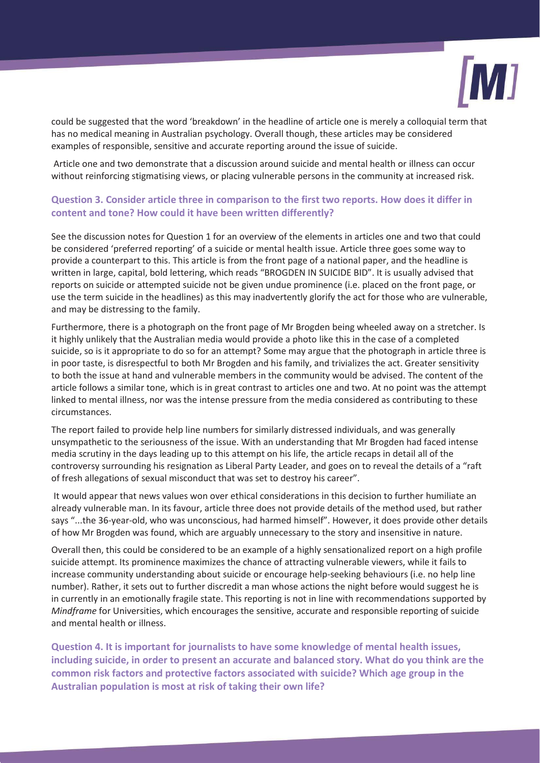could be suggested that the word 'breakdown' in the headline of article one is merely a colloquial term that has no medical meaning in Australian psychology. Overall though, these articles may be considered examples of responsible, sensitive and accurate reporting around the issue of suicide.

Article one and two demonstrate that a discussion around suicide and mental health or illness can occur without reinforcing stigmatising views, or placing vulnerable persons in the community at increased risk.

### Question 3. Consider article three in comparison to the first two reports. How does it differ in content and tone? How could it have been written differently?

See the discussion notes for Question 1 for an overview of the elements in articles one and two that could be considered 'preferred reporting' of a suicide or mental health issue. Article three goes some way to provide a counterpart to this. This article is from the front page of a national paper, and the headline is written in large, capital, bold lettering, which reads "BROGDEN IN SUICIDE BID". It is usually advised that reports on suicide or attempted suicide not be given undue prominence (i.e. placed on the front page, or use the term suicide in the headlines) as this may inadvertently glorify the act for those who are vulnerable, and may be distressing to the family.

Furthermore, there is a photograph on the front page of Mr Brogden being wheeled away on a stretcher. Is it highly unlikely that the Australian media would provide a photo like this in the case of a completed suicide, so is it appropriate to do so for an attempt? Some may argue that the photograph in article three is in poor taste, is disrespectful to both Mr Brogden and his family, and trivializes the act. Greater sensitivity to both the issue at hand and vulnerable members in the community would be advised. The content of the article follows a similar tone, which is in great contrast to articles one and two. At no point was the attempt linked to mental illness, nor was the intense pressure from the media considered as contributing to these circumstances.

The report failed to provide help line numbers for similarly distressed individuals, and was generally unsympathetic to the seriousness of the issue. With an understanding that Mr Brogden had faced intense media scrutiny in the days leading up to this attempt on his life, the article recaps in detail all of the controversy surrounding his resignation as Liberal Party Leader, and goes on to reveal the details of a "raft of fresh allegations of sexual misconduct that was set to destroy his career".

It would appear that news values won over ethical considerations in this decision to further humiliate an already vulnerable man. In its favour, article three does not provide details of the method used, but rather says "...the 36-year-old, who was unconscious, had harmed himself". However, it does provide other details of how Mr Brogden was found, which are arguably unnecessary to the story and insensitive in nature.

Overall then, this could be considered to be an example of a highly sensationalized report on a high profile suicide attempt. Its prominence maximizes the chance of attracting vulnerable viewers, while it fails to increase community understanding about suicide or encourage help-seeking behaviours (i.e. no help line number). Rather, it sets out to further discredit a man whose actions the night before would suggest he is in currently in an emotionally fragile state. This reporting is not in line with recommendations supported by *Mindframe* for Universities, which encourages the sensitive, accurate and responsible reporting of suicide and mental health or illness.

### Question 4. It is important for journalists to have some knowledge of mental health issues, including suicide, in order to present an accurate and balanced story. What do you think are the common risk factors and protective factors associated with suicide? Which age group in the Australian population is most at risk of taking their own life?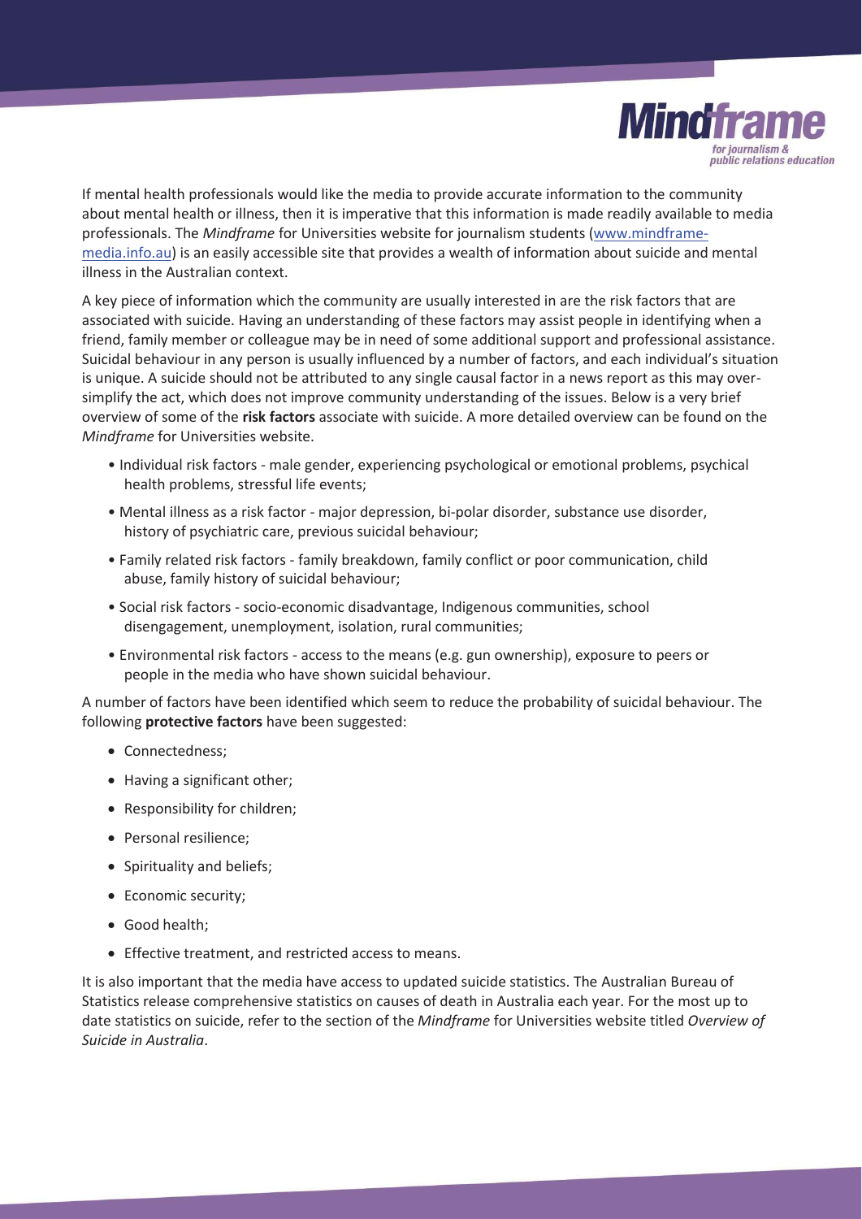If mental health professionals would like the media to provide accurate information to the community about mental health or illness, then it is imperative that this information is made readily available to media professionals. The *Mindframe* for Universities website for journalism students (www.mindframe-media.info.au) is an easily accessible site that provides a wealth of information about suicide and mental illness in the Australian context.

A key piece of information which the community are usually interested in are the risk factors that are associated with suicide. Having an understanding of these factors may assist people in identifying when a friend, family member or colleague may be in need of some additional support and professional assistance. Suicidal behaviour in any person is usually influenced by a number of factors, and each individual's situation is unique. A suicide should not be attributed to any single causal factor in a news report as this may over-simplify the act, which does not improve community understanding of the issues. Below is a very brief overview of some of the **risk factors** associate with suicide. A more detailed overview can be found on the *Mindframe* for Universities website.

- Individual risk factors - male gender, experiencing psychological or emotional problems, psychical health problems, stressful life events;
- Mental illness as a risk factor - major depression, bi-polar disorder, substance use disorder, history of psychiatric care, previous suicidal behaviour;
- Family related risk factors - family breakdown, family conflict or poor communication, child abuse, family history of suicidal behaviour;
- Social risk factors - socio-economic disadvantage, Indigenous communities, school disengagement, unemployment, isolation, rural communities;
- Environmental risk factors - access to the means (e.g. gun ownership), exposure to peers or people in the media who have shown suicidal behaviour.

A number of factors have been identified which seem to reduce the probability of suicidal behaviour. The following **protective factors** have been suggested:

- Connectedness;
- Having a significant other;
- Responsibility for children;
- Personal resilience;
- Spirituality and beliefs;
- Economic security;
- Good health;
- Effective treatment, and restricted access to means.

It is also important that the media have access to updated suicide statistics. The Australian Bureau of Statistics release comprehensive statistics on causes of death in Australia each year. For the most up to date statistics on suicide, refer to the section of the *Mindframe* for Universities website titled *Overview of Suicide in Australia*.